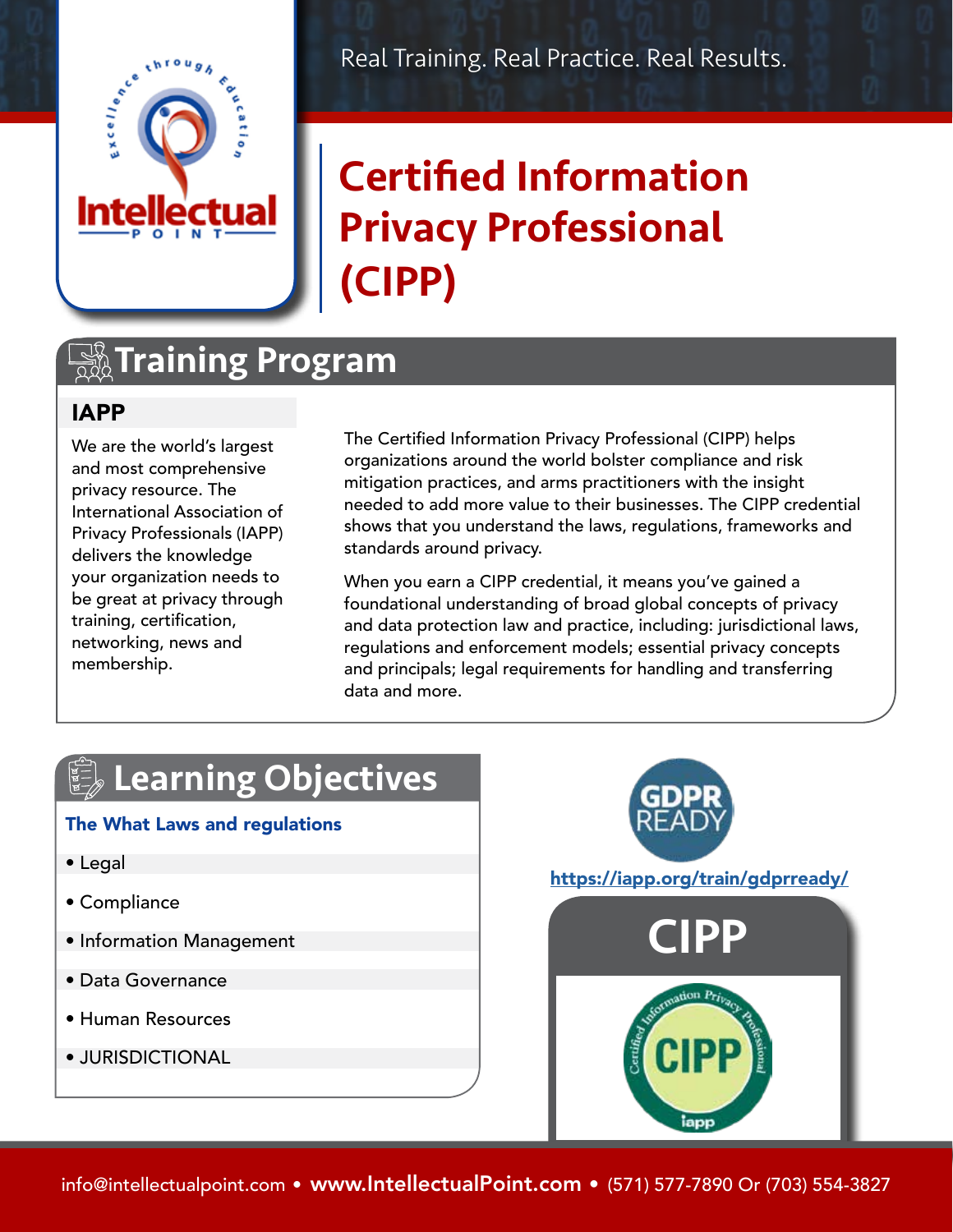Real Training. Real Practice. Real Results.

# Certified Information Privacy Professional (CIPP)

## Training Program

### IAPP

We are the world's largest and most comprehensive privacy resource. The International Association of Privacy Professionals (IAPP) delivers the knowledge your organization needs to be great at privacy through training, certification, networking, news and membership.

The Certified Information Privacy Professional (CIPP) helps organizations around the world bolster compliance and risk mitigation practices, and arms practitioners with the insight needed to add more value to their businesses. The CIPP credential shows that you understand the laws, regulations, frameworks and standards around privacy.

When you earn a CIPP credential, it means you've gained a foundational understanding of broad global concepts of privacy and data protection law and practice, including: jurisdictional laws, regulations and enforcement models; essential privacy concepts and principals; legal requirements for handling and transferring data and more.

## Learning Objectives

**The What Laws and regulations**

- Legal
- Compliance
- Information Management
- Data Governance
- Human Resources
- JURISDICTIONAL

GDPR READY

https://iapp.org/train/gdprready/

CIPP

info@intellectualpoint.com • **www.IntellectualPoint.com** • (571) 577-7890 Or (703) 554-3827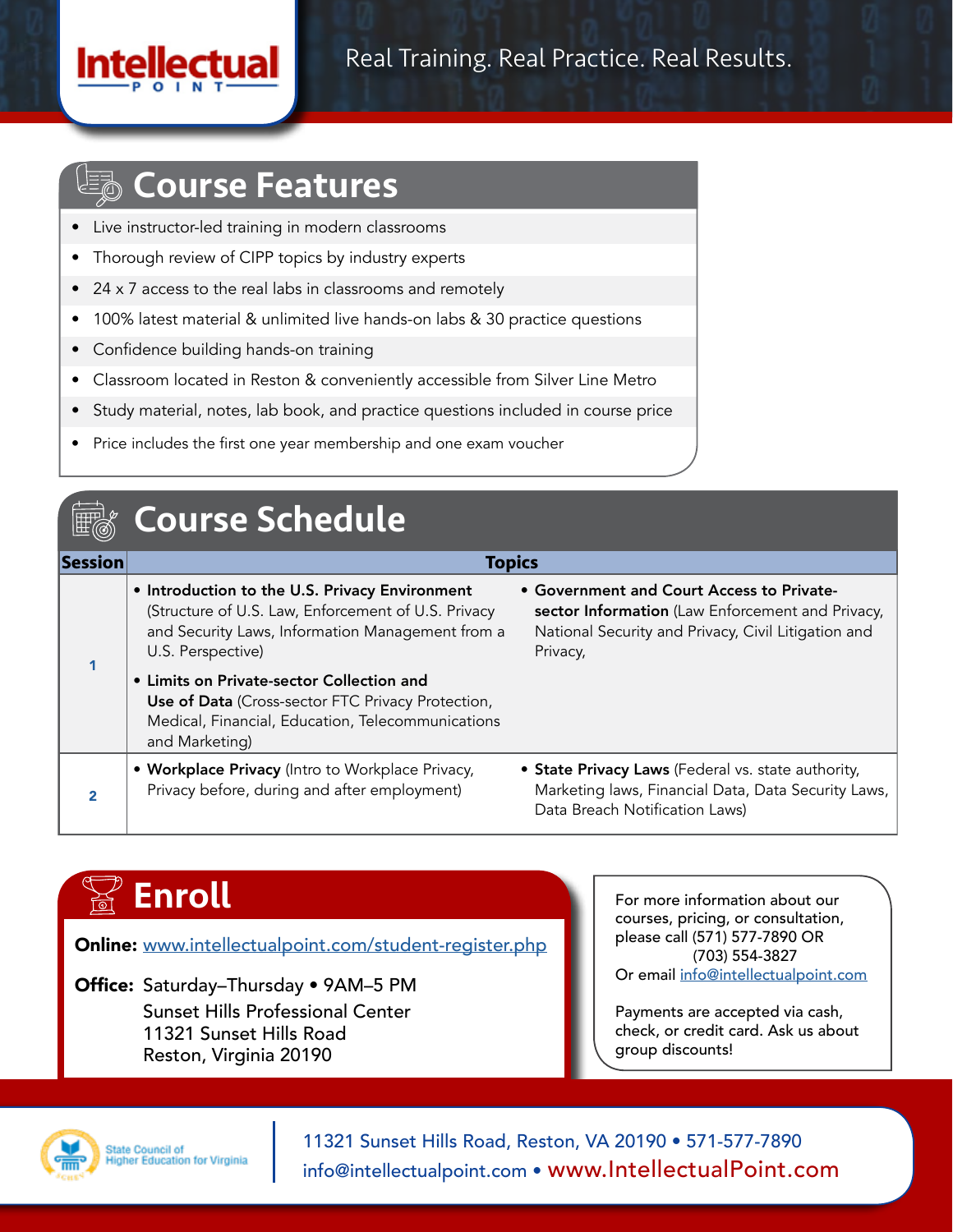Intellectual POINT

Real Training. Real Practice. Real Results.

## Course Features

- Live instructor-led training in modern classrooms
- Thorough review of CIPP topics by industry experts
- 24 x 7 access to the real labs in classrooms and remotely
- 100% latest material & unlimited live hands-on labs & 30 practice questions
- Confidence building hands-on training
- Classroom located in Reston & conveniently accessible from Silver Line Metro
- Study material, notes, lab book, and practice questions included in course price
- Price includes the first one year membership and one exam voucher

## Course Schedule

| Session | Topics | |
|---|---|---|
| 1 | • **Introduction to the U.S. Privacy Environment** (Structure of U.S. Law, Enforcement of U.S. Privacy and Security Laws, Information Management from a U.S. Perspective)<br>• **Limits on Private-sector Collection and Use of Data** (Cross-sector FTC Privacy Protection, Medical, Financial, Education, Telecommunications and Marketing) | • **Government and Court Access to Private-sector Information** (Law Enforcement and Privacy, National Security and Privacy, Civil Litigation and Privacy, |
| 2 | • **Workplace Privacy** (Intro to Workplace Privacy, Privacy before, during and after employment) | • **State Privacy Laws** (Federal vs. state authority, Marketing laws, Financial Data, Data Security Laws, Data Breach Notification Laws) |

## Enroll

**Online:** [www.intellectualpoint.com/student-register.php](www.intellectualpoint.com/student-register.php)

**Office:** Saturday–Thursday • 9AM–5 PM
Sunset Hills Professional Center
11321 Sunset Hills Road
Reston, Virginia 20190

For more information about our courses, pricing, or consultation, please call (571) 577-7890 OR (703) 554-3827
Or email [info@intellectualpoint.com](mailto:info@intellectualpoint.com)

Payments are accepted via cash, check, or credit card. Ask us about group discounts!

State Council of Higher Education for Virginia

11321 Sunset Hills Road, Reston, VA 20190 • 571-577-7890
info@intellectualpoint.com • www.IntellectualPoint.com